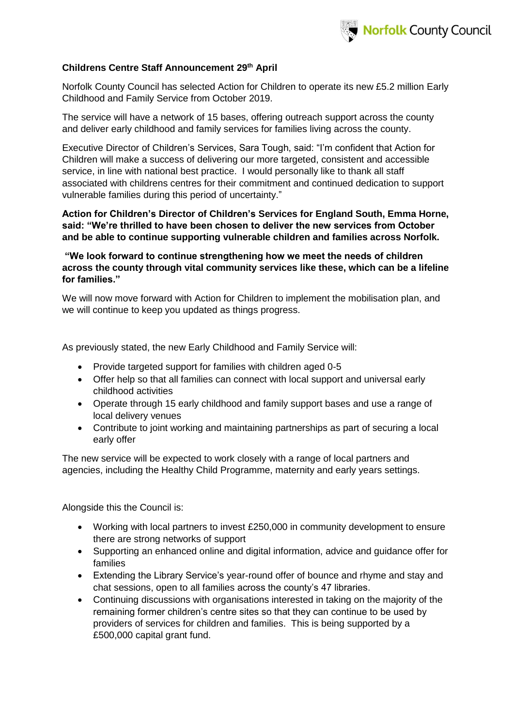**Childrens Centre Staff Announcement 29th April**

Norfolk County Council has selected Action for Children to operate its new £5.2 million Early Childhood and Family Service from October 2019.

The service will have a network of 15 bases, offering outreach support across the county and deliver early childhood and family services for families living across the county.

Executive Director of Children's Services, Sara Tough, said: "I'm confident that Action for Children will make a success of delivering our more targeted, consistent and accessible service, in line with national best practice. I would personally like to thank all staff associated with childrens centres for their commitment and continued dedication to support vulnerable families during this period of uncertainty."

**Action for Children's Director of Children's Services for England South, Emma Horne, said: "We're thrilled to have been chosen to deliver the new services from October and be able to continue supporting vulnerable children and families across Norfolk.**

**"We look forward to continue strengthening how we meet the needs of children across the county through vital community services like these, which can be a lifeline for families."**

We will now move forward with Action for Children to implement the mobilisation plan, and we will continue to keep you updated as things progress.

As previously stated, the new Early Childhood and Family Service will:

- Provide targeted support for families with children aged 0-5
- Offer help so that all families can connect with local support and universal early childhood activities
- Operate through 15 early childhood and family support bases and use a range of local delivery venues
- Contribute to joint working and maintaining partnerships as part of securing a local early offer

The new service will be expected to work closely with a range of local partners and agencies, including the Healthy Child Programme, maternity and early years settings.

Alongside this the Council is:

- Working with local partners to invest £250,000 in community development to ensure there are strong networks of support
- Supporting an enhanced online and digital information, advice and guidance offer for families
- Extending the Library Service's year-round offer of bounce and rhyme and stay and chat sessions, open to all families across the county's 47 libraries.
- Continuing discussions with organisations interested in taking on the majority of the remaining former children's centre sites so that they can continue to be used by providers of services for children and families. This is being supported by a £500,000 capital grant fund.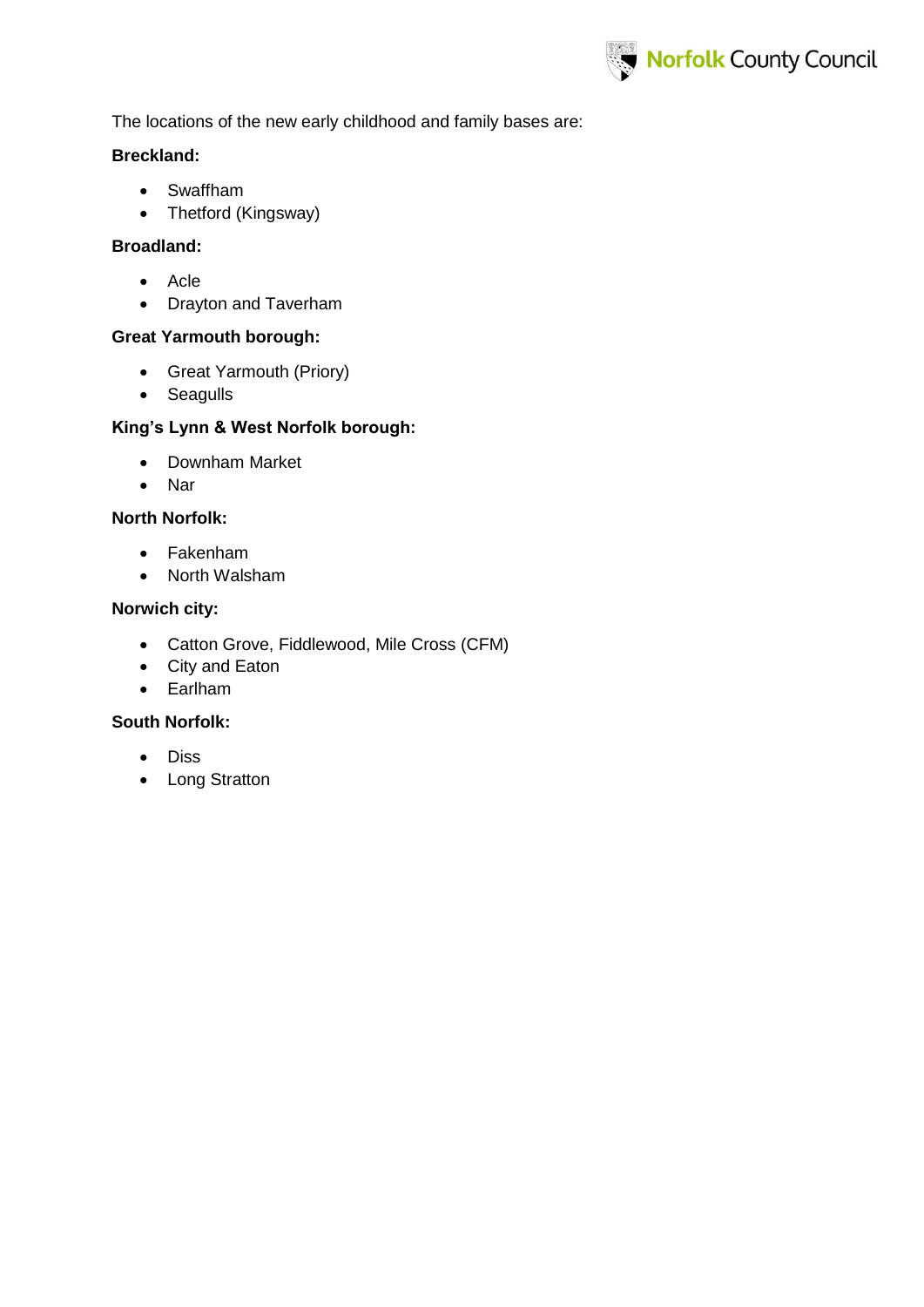The locations of the new early childhood and family bases are:

**Breckland:**

- Swaffham
- Thetford (Kingsway)

**Broadland:**

- Acle
- Drayton and Taverham

**Great Yarmouth borough:**

- Great Yarmouth (Priory)
- Seagulls

**King's Lynn & West Norfolk borough:**

- Downham Market
- Nar

**North Norfolk:**

- Fakenham
- North Walsham

**Norwich city:**

- Catton Grove, Fiddlewood, Mile Cross (CFM)
- City and Eaton
- Earlham

**South Norfolk:**

- Diss
- Long Stratton